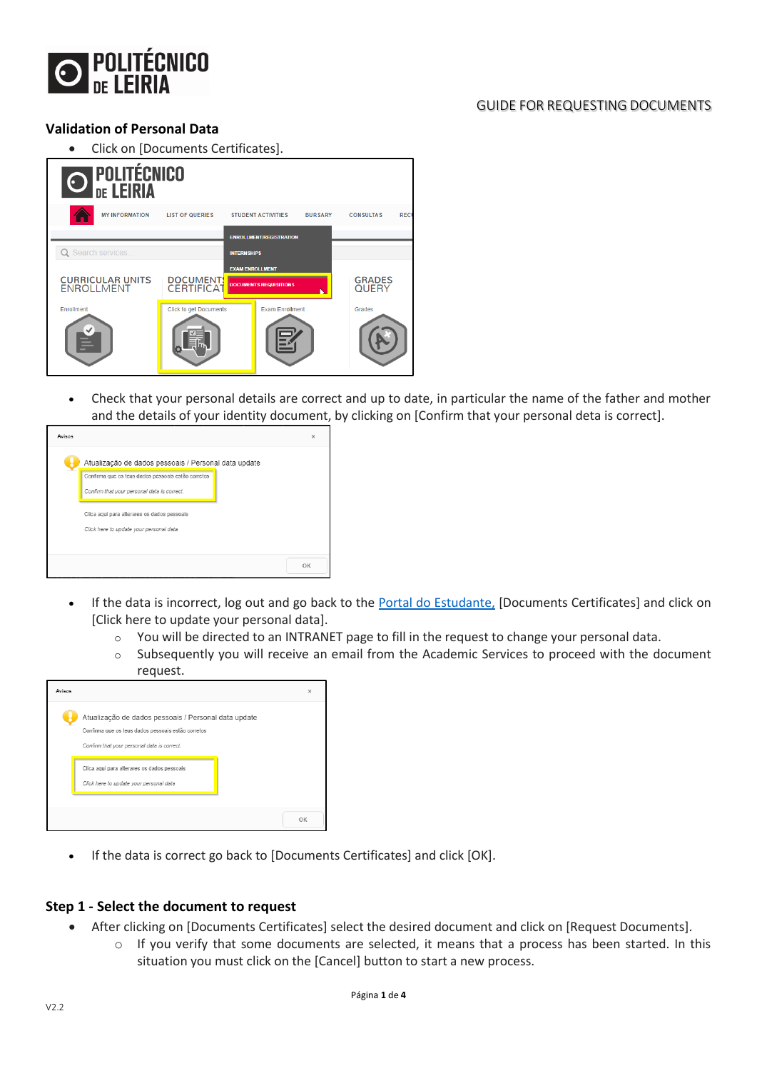## Validation of Personal Data

- Click on [Documents Certificates].

- Check that your personal details are correct and up to date, in particular the name of the father and mother and the details of your identity document, by clicking on [Confirm that your personal deta is correct].

- If the data is incorrect, log out and go back to the Portal do Estudante, [Documents Certificates] and click on [Click here to update your personal data].
  - You will be directed to an INTRANET page to fill in the request to change your personal data.
  - Subsequently you will receive an email from the Academic Services to proceed with the document request.

- If the data is correct go back to [Documents Certificates] and click [OK].

## Step 1 - Select the document to request

- After clicking on [Documents Certificates] select the desired document and click on [Request Documents].
  - If you verify that some documents are selected, it means that a process has been started. In this situation you must click on the [Cancel] button to start a new process.

V2.2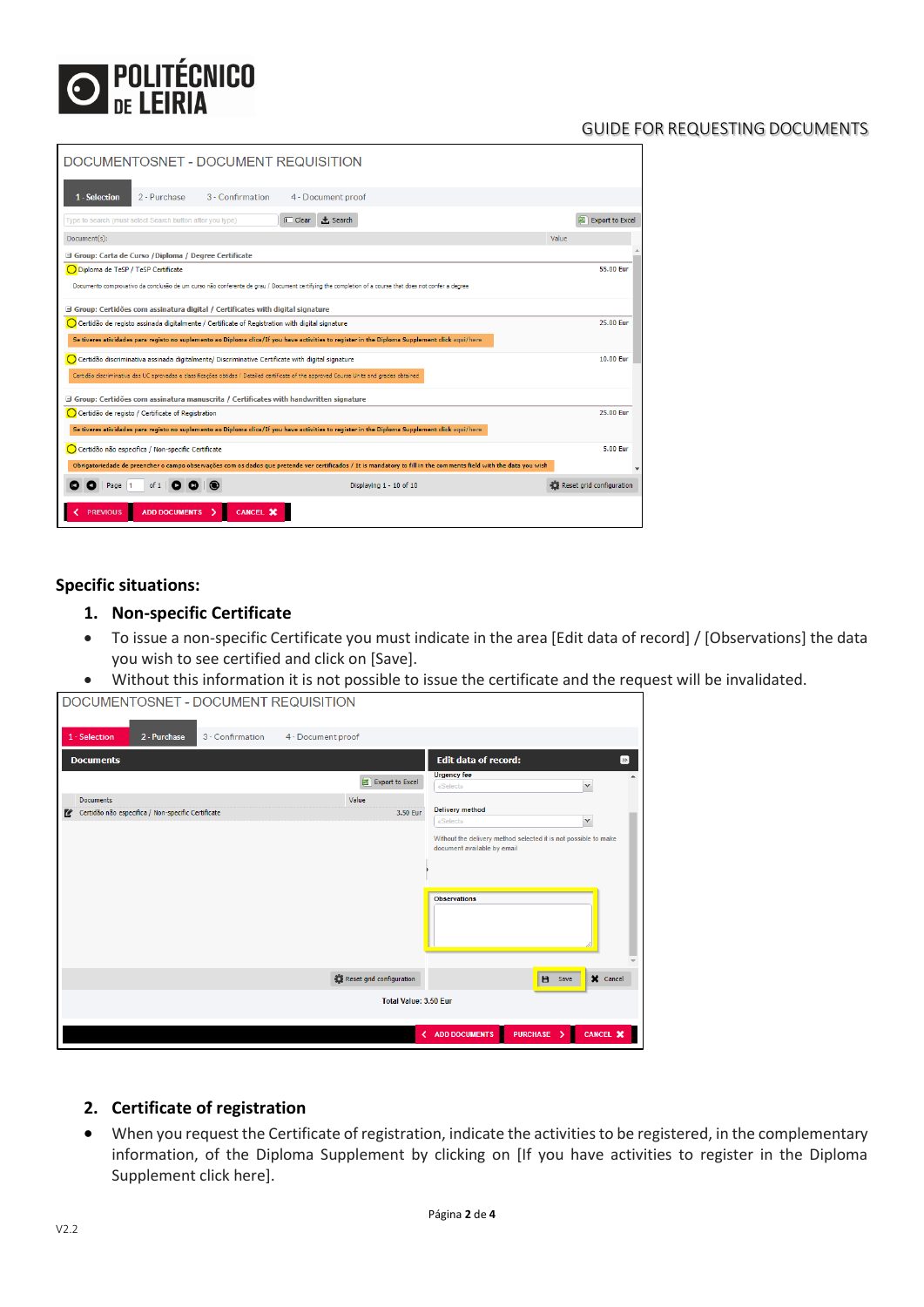## Specific situations:

### 1. Non-specific Certificate

- To issue a non-specific Certificate you must indicate in the area [Edit data of record] / [Observations] the data you wish to see certified and click on [Save].
- Without this information it is not possible to issue the certificate and the request will be invalidated.

### 2. Certificate of registration

- When you request the Certificate of registration, indicate the activities to be registered, in the complementary information, of the Diploma Supplement by clicking on [If you have activities to register in the Diploma Supplement click here].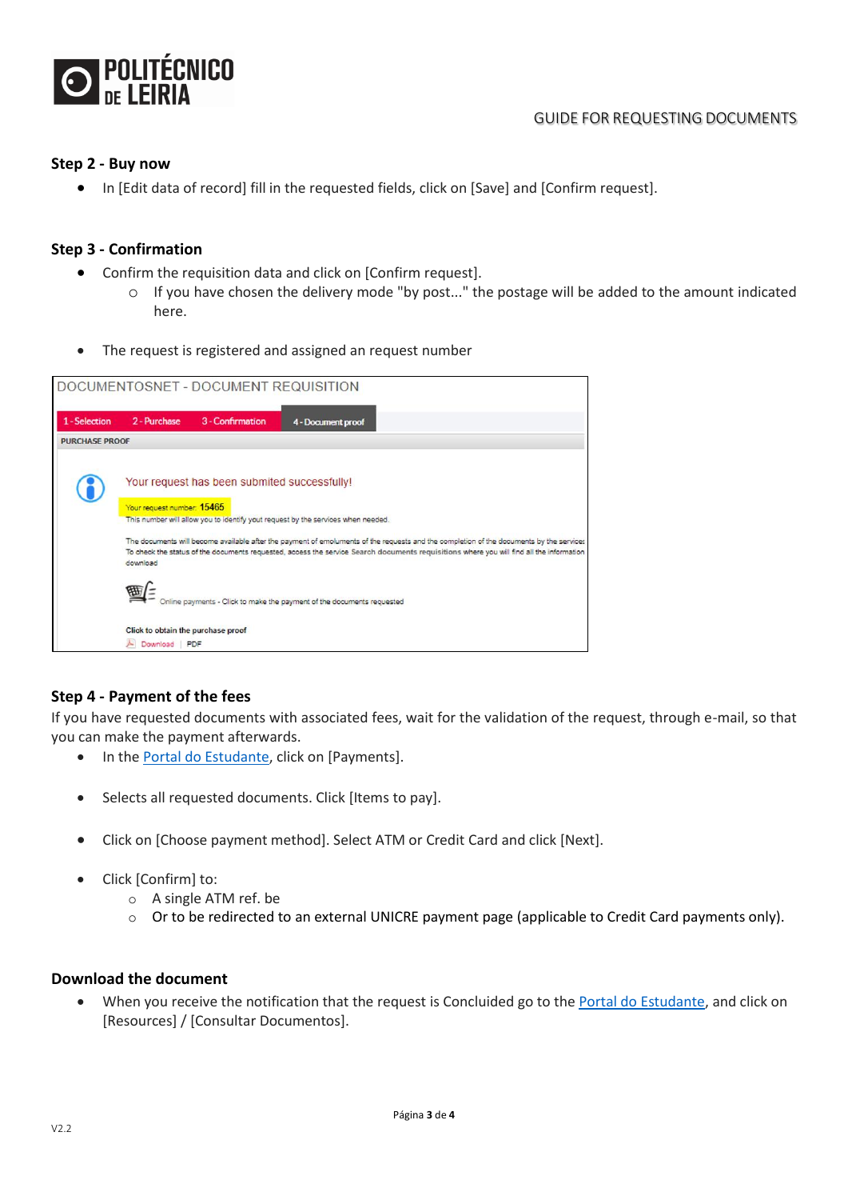## Step 2 - Buy now

- In [Edit data of record] fill in the requested fields, click on [Save] and [Confirm request].

## Step 3 - Confirmation

- Confirm the requisition data and click on [Confirm request].
  - If you have chosen the delivery mode "by post..." the postage will be added to the amount indicated here.
- The request is registered and assigned an request number

DOCUMENTOSNET - DOCUMENT REQUISITION

1 - Selection | 2 - Purchase | 3 - Confirmation | 4 - Document proof

PURCHASE PROOF

Your request has been submited successfully!

Your request number: 15465

This number will allow you to identify yout request by the services when needed.

The documents will become available after the payment of emoluments of the requests and the completion of the documents by the services
To check the status of the documents requested, access the service Search documents requisitions where you will find all the information
download

Online payments - Click to make the payment of the documents requested

Click to obtain the purchase proof

Download | PDF

## Step 4 - Payment of the fees

If you have requested documents with associated fees, wait for the validation of the request, through e-mail, so that you can make the payment afterwards.

- In the Portal do Estudante, click on [Payments].
- Selects all requested documents. Click [Items to pay].
- Click on [Choose payment method]. Select ATM or Credit Card and click [Next].
- Click [Confirm] to:
  - A single ATM ref. be
  - Or to be redirected to an external UNICRE payment page (applicable to Credit Card payments only).

## Download the document

- When you receive the notification that the request is Concluided go to the Portal do Estudante, and click on [Resources] / [Consultar Documentos].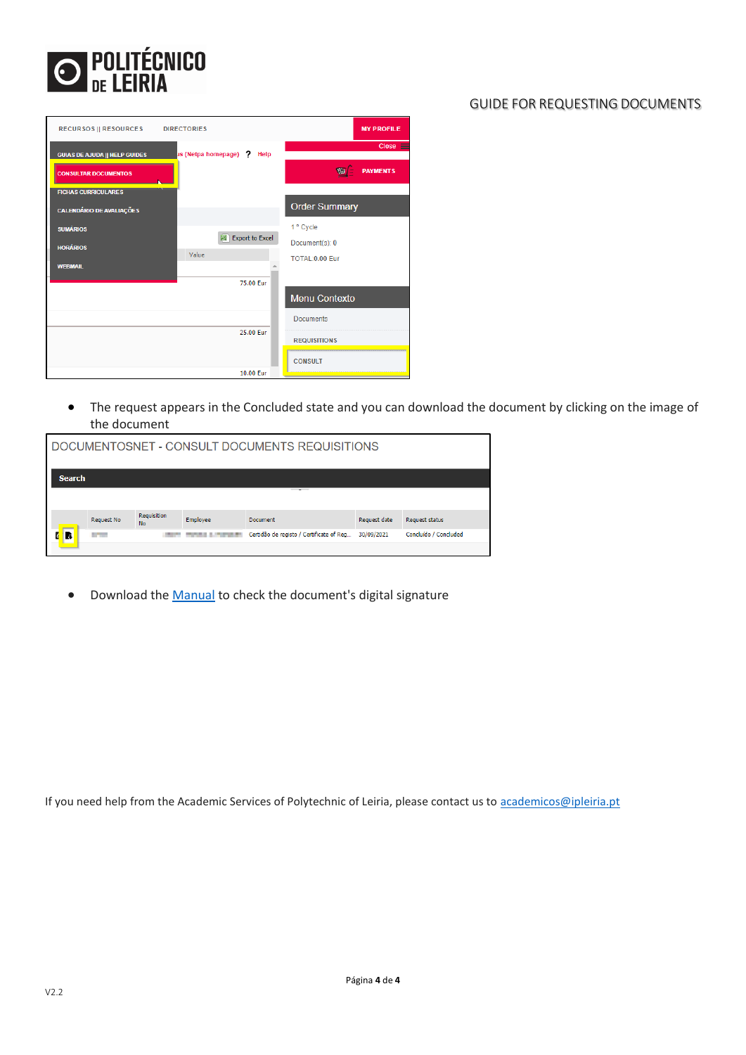GUIDE FOR REQUESTING DOCUMENTS

- The request appears in the Concluded state and you can download the document by clicking on the image of the document

- Download the Manual to check the document's digital signature

If you need help from the Academic Services of Polytechnic of Leiria, please contact us to academicos@ipleiria.pt

V2.2